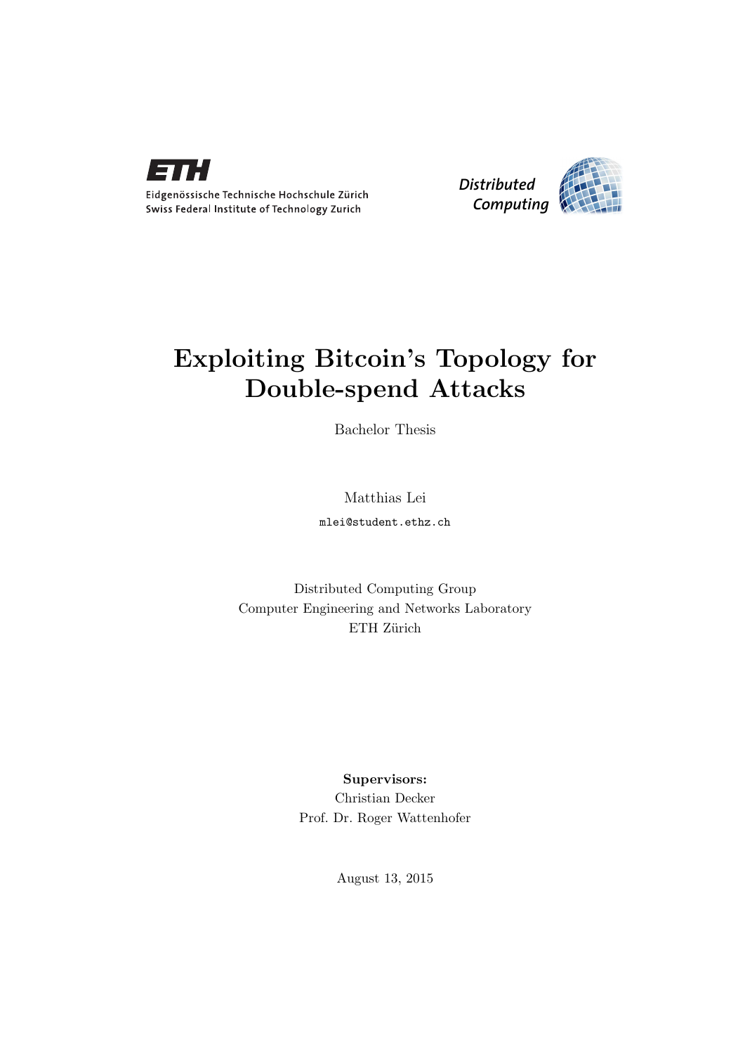Eidgenössische Technische Hochschule Zürich
Swiss Federal Institute of Technology Zurich

*Distributed Computing*

# Exploiting Bitcoin's Topology for Double-spend Attacks

Bachelor Thesis

Matthias Lei

mlei@student.ethz.ch

Distributed Computing Group
Computer Engineering and Networks Laboratory
ETH Zürich

**Supervisors:**
Christian Decker
Prof. Dr. Roger Wattenhofer

August 13, 2015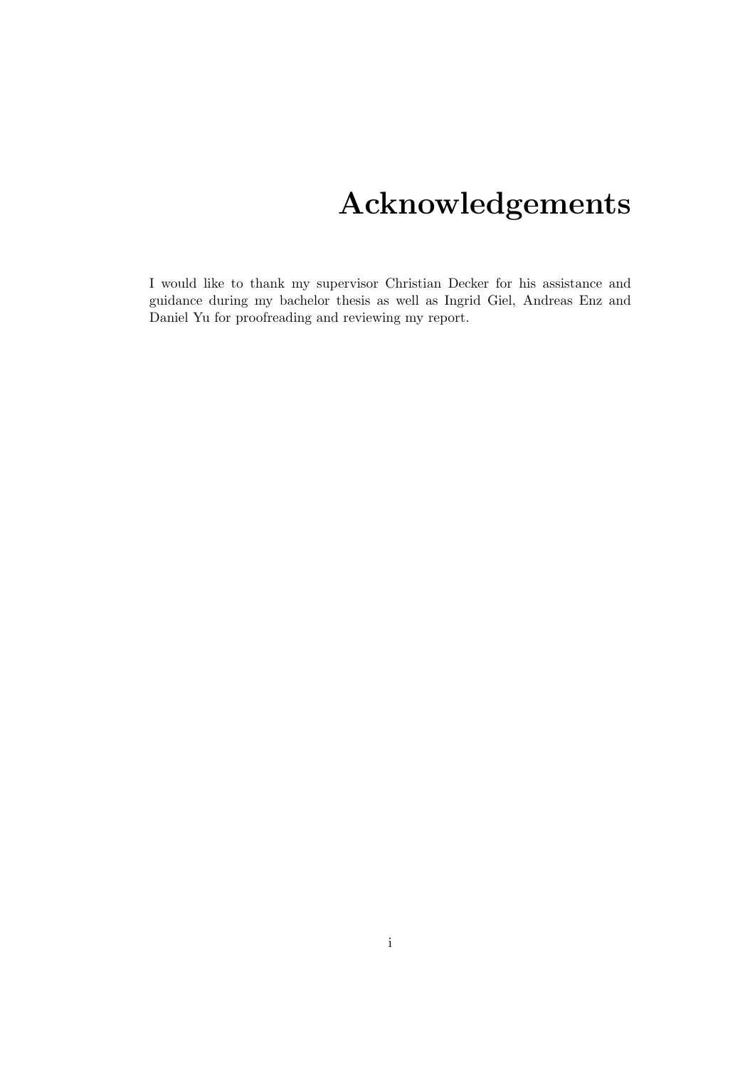# Acknowledgements

I would like to thank my supervisor Christian Decker for his assistance and guidance during my bachelor thesis as well as Ingrid Giel, Andreas Enz and Daniel Yu for proofreading and reviewing my report.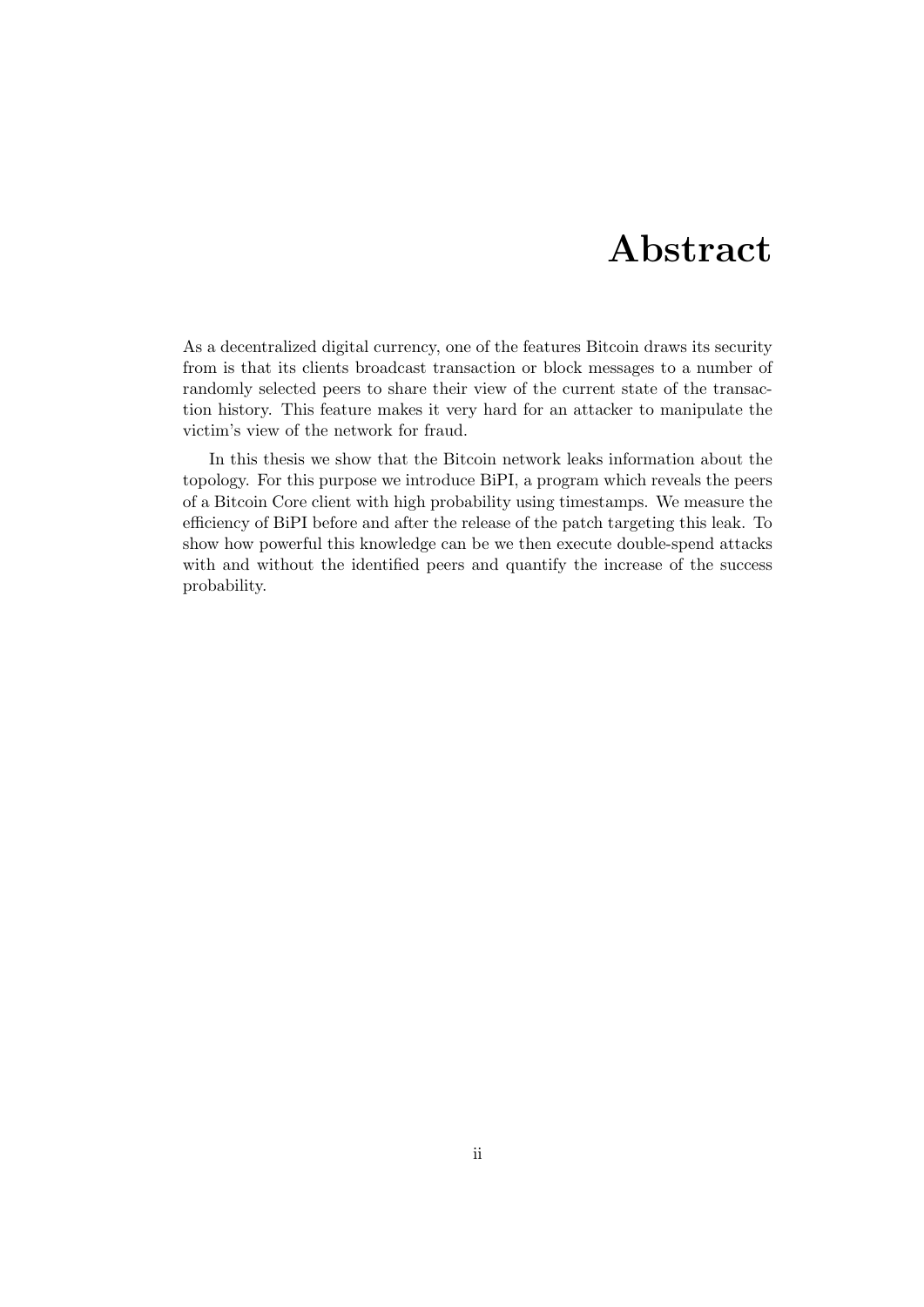# Abstract

As a decentralized digital currency, one of the features Bitcoin draws its security from is that its clients broadcast transaction or block messages to a number of randomly selected peers to share their view of the current state of the transaction history. This feature makes it very hard for an attacker to manipulate the victim's view of the network for fraud.

In this thesis we show that the Bitcoin network leaks information about the topology. For this purpose we introduce BiPI, a program which reveals the peers of a Bitcoin Core client with high probability using timestamps. We measure the efficiency of BiPI before and after the release of the patch targeting this leak. To show how powerful this knowledge can be we then execute double-spend attacks with and without the identified peers and quantify the increase of the success probability.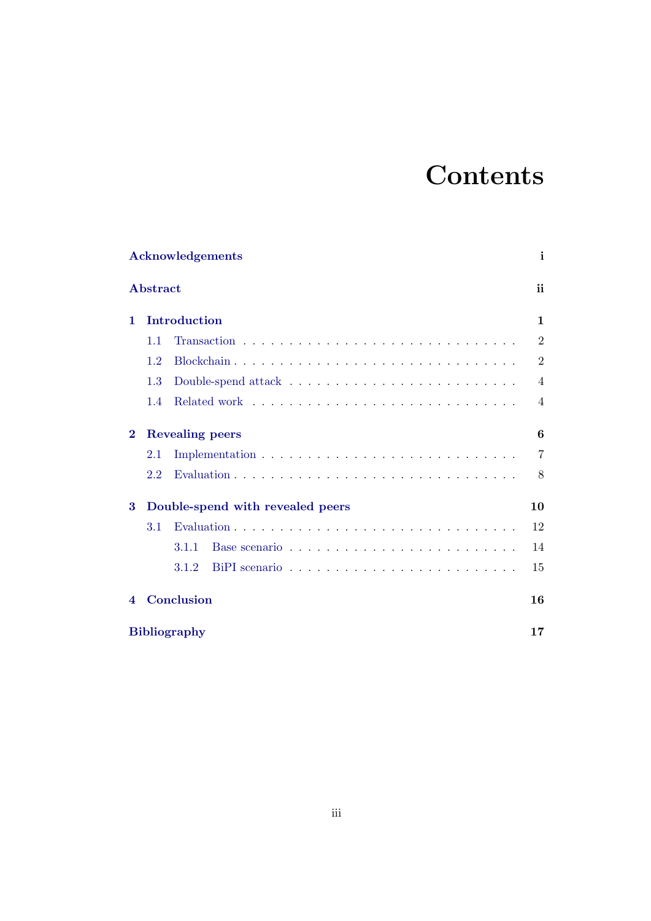# Contents

**Acknowledgements** i

**Abstract** ii

**1 Introduction** 1

- 1.1 Transaction 2
- 1.2 Blockchain 2
- 1.3 Double-spend attack 4
- 1.4 Related work 4

**2 Revealing peers** 6

- 2.1 Implementation 7
- 2.2 Evaluation 8

**3 Double-spend with revealed peers** 10

- 3.1 Evaluation 12
  - 3.1.1 Base scenario 14
  - 3.1.2 BiPI scenario 15

**4 Conclusion** 16

**Bibliography** 17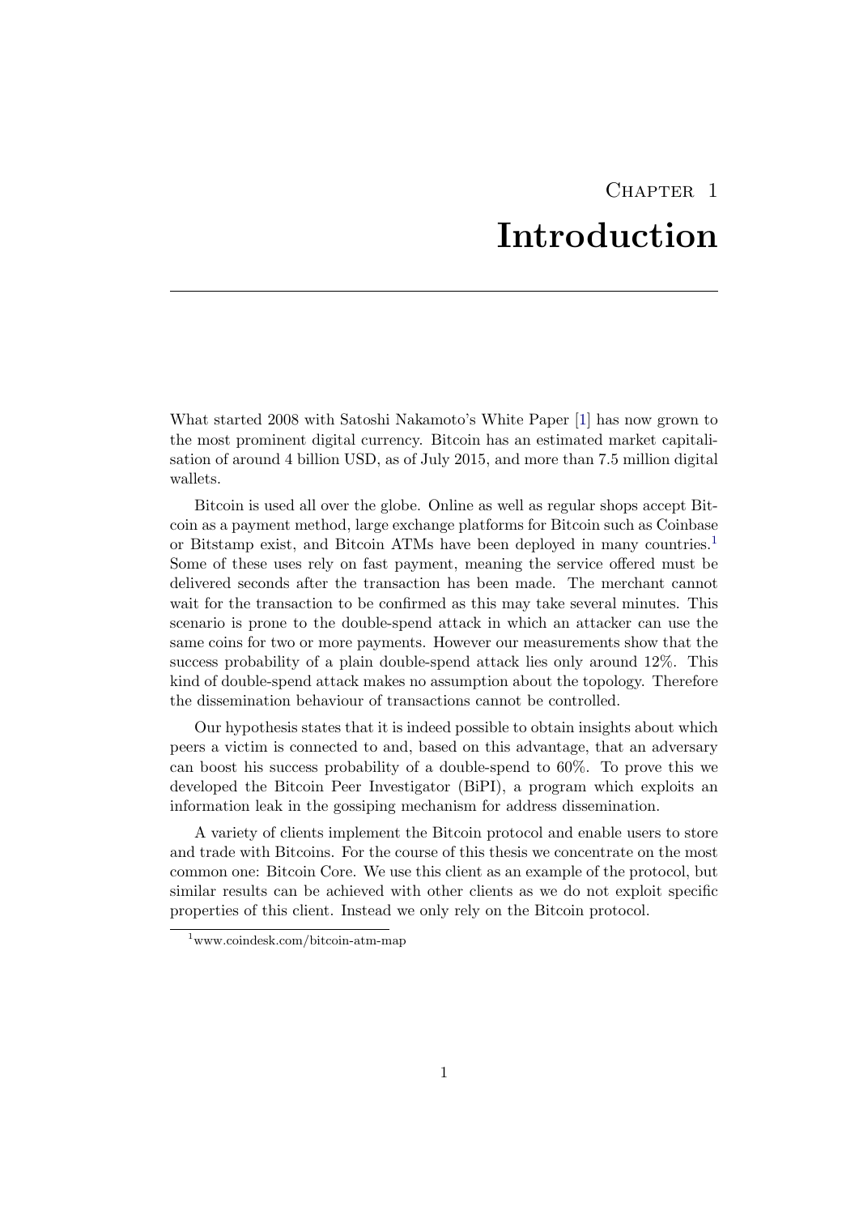# Chapter 1
# Introduction

What started 2008 with Satoshi Nakamoto's White Paper [1] has now grown to the most prominent digital currency. Bitcoin has an estimated market capitalisation of around 4 billion USD, as of July 2015, and more than 7.5 million digital wallets.

Bitcoin is used all over the globe. Online as well as regular shops accept Bitcoin as a payment method, large exchange platforms for Bitcoin such as Coinbase or Bitstamp exist, and Bitcoin ATMs have been deployed in many countries.[1] Some of these uses rely on fast payment, meaning the service offered must be delivered seconds after the transaction has been made. The merchant cannot wait for the transaction to be confirmed as this may take several minutes. This scenario is prone to the double-spend attack in which an attacker can use the same coins for two or more payments. However our measurements show that the success probability of a plain double-spend attack lies only around 12%. This kind of double-spend attack makes no assumption about the topology. Therefore the dissemination behaviour of transactions cannot be controlled.

Our hypothesis states that it is indeed possible to obtain insights about which peers a victim is connected to and, based on this advantage, that an adversary can boost his success probability of a double-spend to 60%. To prove this we developed the Bitcoin Peer Investigator (BiPI), a program which exploits an information leak in the gossiping mechanism for address dissemination.

A variety of clients implement the Bitcoin protocol and enable users to store and trade with Bitcoins. For the course of this thesis we concentrate on the most common one: Bitcoin Core. We use this client as an example of the protocol, but similar results can be achieved with other clients as we do not exploit specific properties of this client. Instead we only rely on the Bitcoin protocol.

[1] www.coindesk.com/bitcoin-atm-map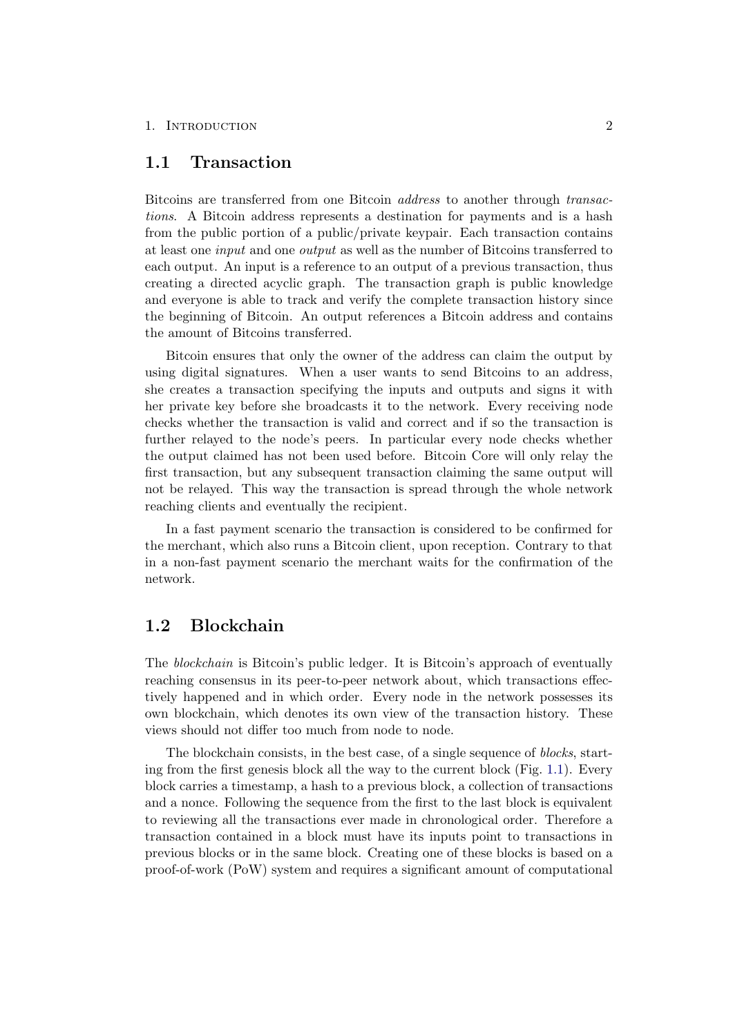## 1.1 Transaction

Bitcoins are transferred from one Bitcoin *address* to another through *transactions*. A Bitcoin address represents a destination for payments and is a hash from the public portion of a public/private keypair. Each transaction contains at least one *input* and one *output* as well as the number of Bitcoins transferred to each output. An input is a reference to an output of a previous transaction, thus creating a directed acyclic graph. The transaction graph is public knowledge and everyone is able to track and verify the complete transaction history since the beginning of Bitcoin. An output references a Bitcoin address and contains the amount of Bitcoins transferred.

Bitcoin ensures that only the owner of the address can claim the output by using digital signatures. When a user wants to send Bitcoins to an address, she creates a transaction specifying the inputs and outputs and signs it with her private key before she broadcasts it to the network. Every receiving node checks whether the transaction is valid and correct and if so the transaction is further relayed to the node's peers. In particular every node checks whether the output claimed has not been used before. Bitcoin Core will only relay the first transaction, but any subsequent transaction claiming the same output will not be relayed. This way the transaction is spread through the whole network reaching clients and eventually the recipient.

In a fast payment scenario the transaction is considered to be confirmed for the merchant, which also runs a Bitcoin client, upon reception. Contrary to that in a non-fast payment scenario the merchant waits for the confirmation of the network.

## 1.2 Blockchain

The *blockchain* is Bitcoin's public ledger. It is Bitcoin's approach of eventually reaching consensus in its peer-to-peer network about, which transactions effectively happened and in which order. Every node in the network possesses its own blockchain, which denotes its own view of the transaction history. These views should not differ too much from node to node.

The blockchain consists, in the best case, of a single sequence of *blocks*, starting from the first genesis block all the way to the current block (Fig. 1.1). Every block carries a timestamp, a hash to a previous block, a collection of transactions and a nonce. Following the sequence from the first to the last block is equivalent to reviewing all the transactions ever made in chronological order. Therefore a transaction contained in a block must have its inputs point to transactions in previous blocks or in the same block. Creating one of these blocks is based on a proof-of-work (PoW) system and requires a significant amount of computational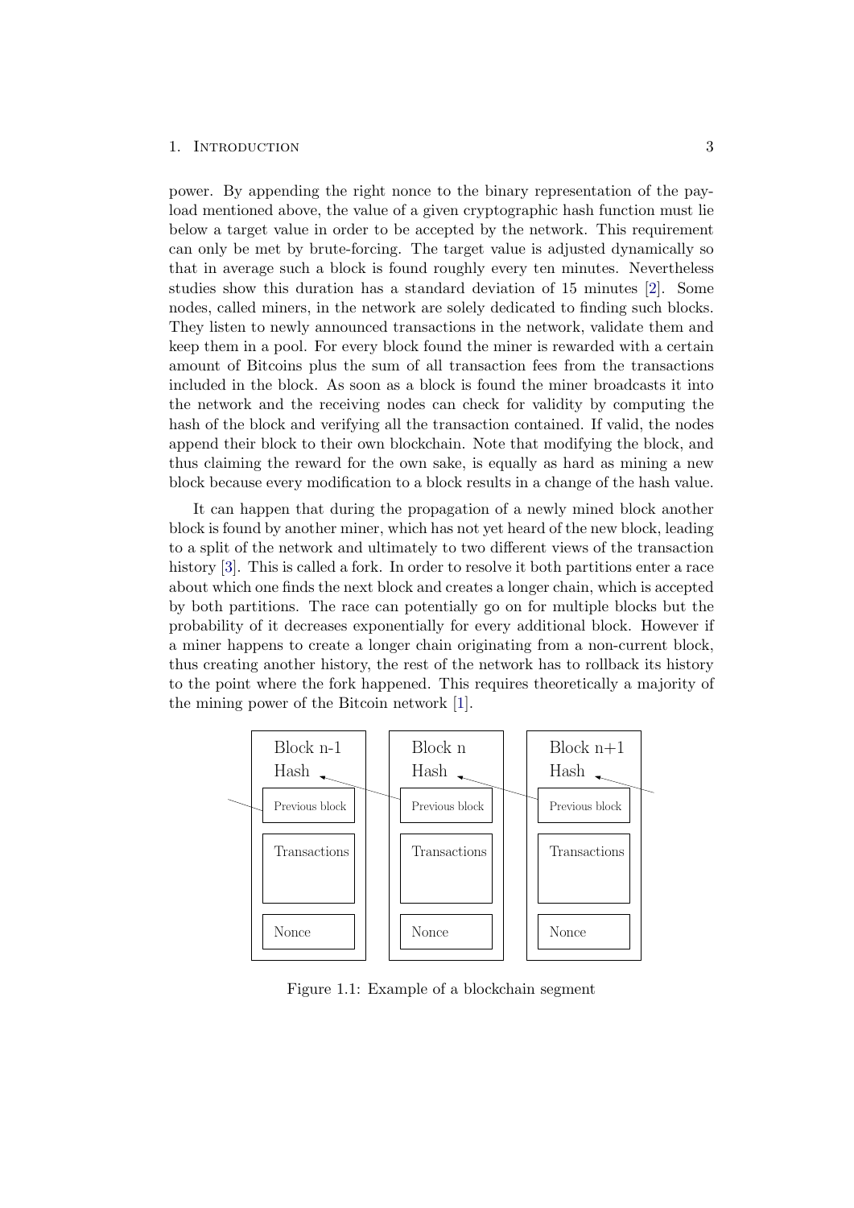power. By appending the right nonce to the binary representation of the payload mentioned above, the value of a given cryptographic hash function must lie below a target value in order to be accepted by the network. This requirement can only be met by brute-forcing. The target value is adjusted dynamically so that in average such a block is found roughly every ten minutes. Nevertheless studies show this duration has a standard deviation of 15 minutes [2]. Some nodes, called miners, in the network are solely dedicated to finding such blocks. They listen to newly announced transactions in the network, validate them and keep them in a pool. For every block found the miner is rewarded with a certain amount of Bitcoins plus the sum of all transaction fees from the transactions included in the block. As soon as a block is found the miner broadcasts it into the network and the receiving nodes can check for validity by computing the hash of the block and verifying all the transaction contained. If valid, the nodes append their block to their own blockchain. Note that modifying the block, and thus claiming the reward for the own sake, is equally as hard as mining a new block because every modification to a block results in a change of the hash value.

It can happen that during the propagation of a newly mined block another block is found by another miner, which has not yet heard of the new block, leading to a split of the network and ultimately to two different views of the transaction history [3]. This is called a fork. In order to resolve it both partitions enter a race about which one finds the next block and creates a longer chain, which is accepted by both partitions. The race can potentially go on for multiple blocks but the probability of it decreases exponentially for every additional block. However if a miner happens to create a longer chain originating from a non-current block, thus creating another history, the rest of the network has to rollback its history to the point where the fork happened. This requires theoretically a majority of the mining power of the Bitcoin network [1].

| Block n-1 | Block n | Block n+1 |
| --- | --- | --- |
| Hash | Hash | Hash |
| Previous block | Previous block | Previous block |
| Transactions | Transactions | Transactions |
| Nonce | Nonce | Nonce |

Figure 1.1: Example of a blockchain segment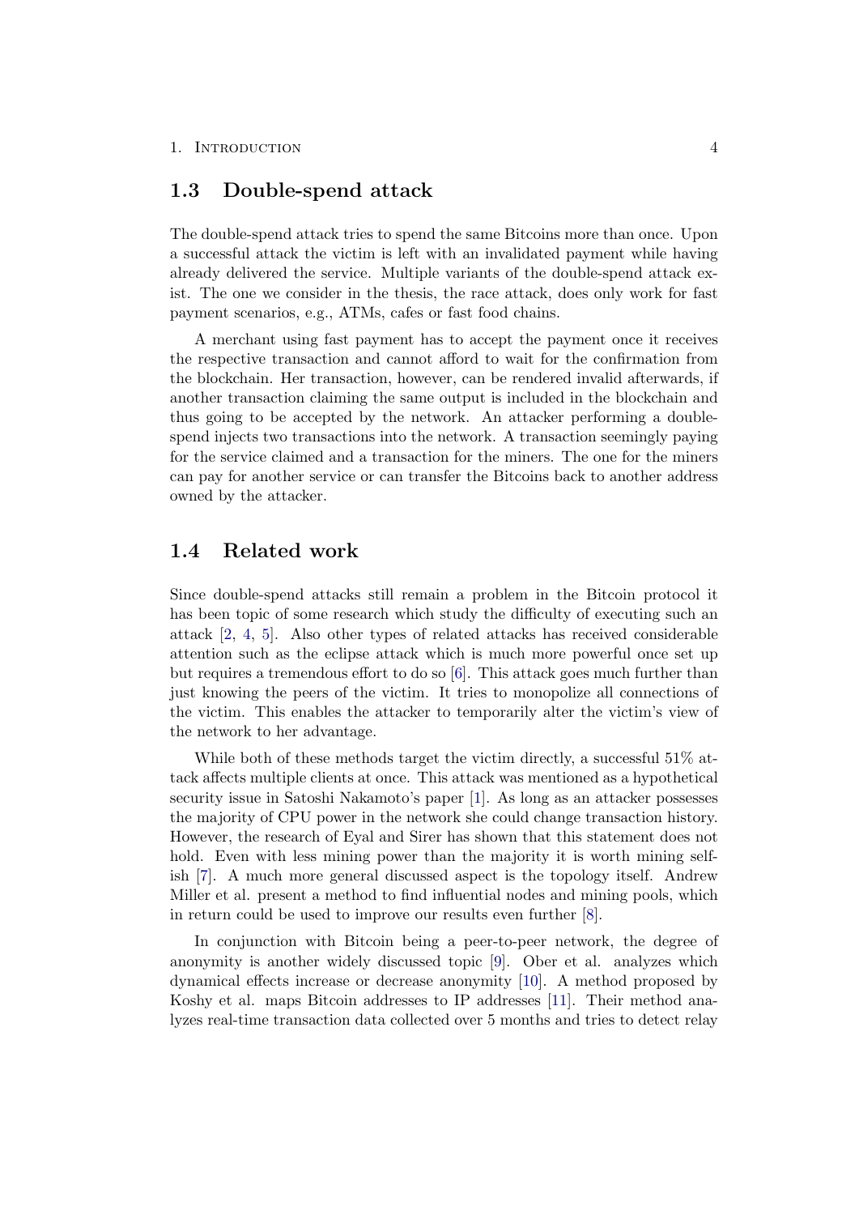## 1.3 Double-spend attack

The double-spend attack tries to spend the same Bitcoins more than once. Upon a successful attack the victim is left with an invalidated payment while having already delivered the service. Multiple variants of the double-spend attack exist. The one we consider in the thesis, the race attack, does only work for fast payment scenarios, e.g., ATMs, cafes or fast food chains.

A merchant using fast payment has to accept the payment once it receives the respective transaction and cannot afford to wait for the confirmation from the blockchain. Her transaction, however, can be rendered invalid afterwards, if another transaction claiming the same output is included in the blockchain and thus going to be accepted by the network. An attacker performing a double-spend injects two transactions into the network. A transaction seemingly paying for the service claimed and a transaction for the miners. The one for the miners can pay for another service or can transfer the Bitcoins back to another address owned by the attacker.

## 1.4 Related work

Since double-spend attacks still remain a problem in the Bitcoin protocol it has been topic of some research which study the difficulty of executing such an attack [2, 4, 5]. Also other types of related attacks has received considerable attention such as the eclipse attack which is much more powerful once set up but requires a tremendous effort to do so [6]. This attack goes much further than just knowing the peers of the victim. It tries to monopolize all connections of the victim. This enables the attacker to temporarily alter the victim's view of the network to her advantage.

While both of these methods target the victim directly, a successful 51% attack affects multiple clients at once. This attack was mentioned as a hypothetical security issue in Satoshi Nakamoto's paper [1]. As long as an attacker possesses the majority of CPU power in the network she could change transaction history. However, the research of Eyal and Sirer has shown that this statement does not hold. Even with less mining power than the majority it is worth mining selfish [7]. A much more general discussed aspect is the topology itself. Andrew Miller et al. present a method to find influential nodes and mining pools, which in return could be used to improve our results even further [8].

In conjunction with Bitcoin being a peer-to-peer network, the degree of anonymity is another widely discussed topic [9]. Ober et al. analyzes which dynamical effects increase or decrease anonymity [10]. A method proposed by Koshy et al. maps Bitcoin addresses to IP addresses [11]. Their method analyzes real-time transaction data collected over 5 months and tries to detect relay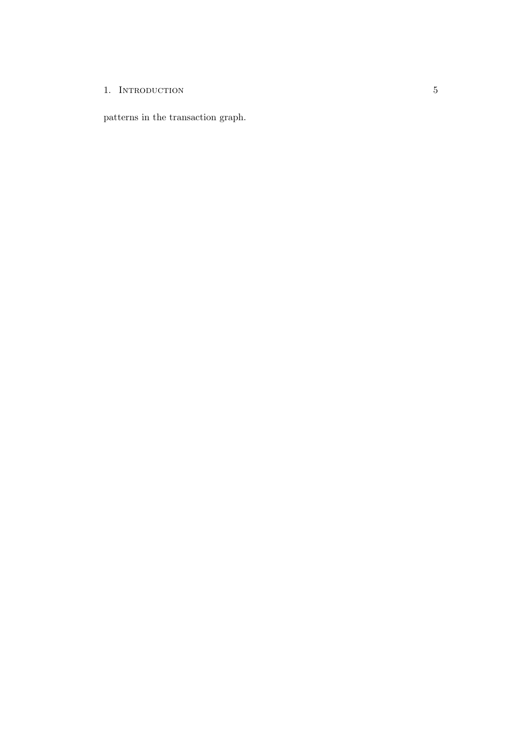patterns in the transaction graph.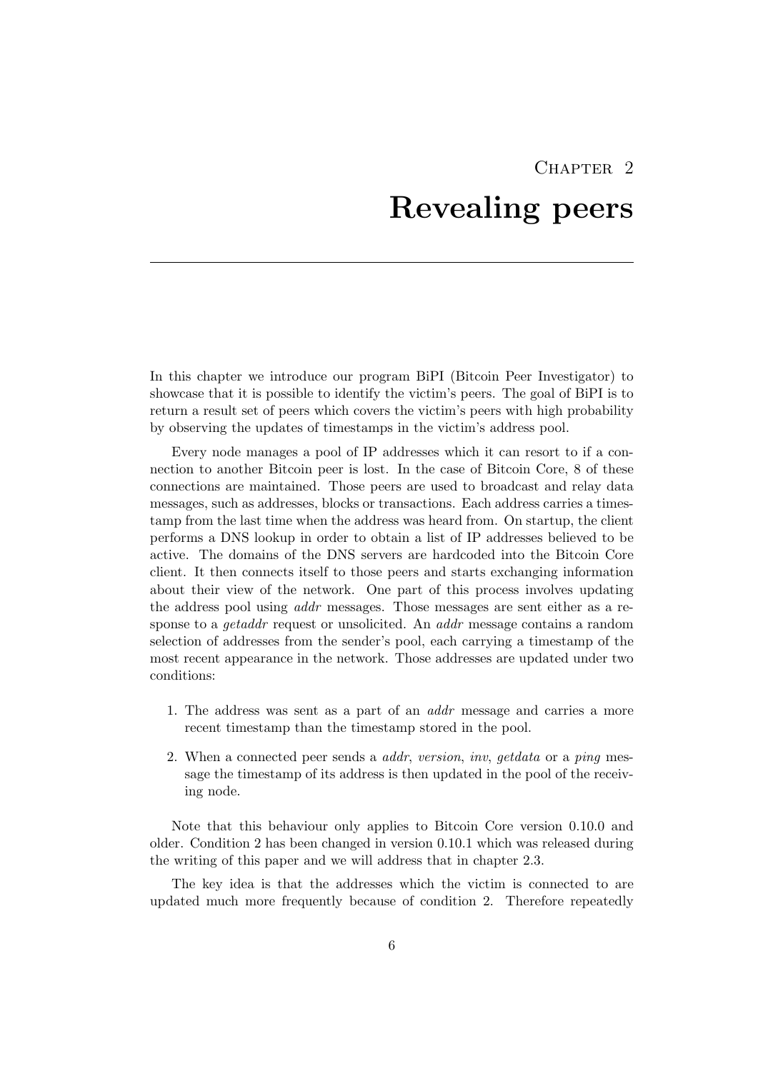# Chapter 2

# Revealing peers

In this chapter we introduce our program BiPI (Bitcoin Peer Investigator) to showcase that it is possible to identify the victim's peers. The goal of BiPI is to return a result set of peers which covers the victim's peers with high probability by observing the updates of timestamps in the victim's address pool.

Every node manages a pool of IP addresses which it can resort to if a connection to another Bitcoin peer is lost. In the case of Bitcoin Core, 8 of these connections are maintained. Those peers are used to broadcast and relay data messages, such as addresses, blocks or transactions. Each address carries a timestamp from the last time when the address was heard from. On startup, the client performs a DNS lookup in order to obtain a list of IP addresses believed to be active. The domains of the DNS servers are hardcoded into the Bitcoin Core client. It then connects itself to those peers and starts exchanging information about their view of the network. One part of this process involves updating the address pool using *addr* messages. Those messages are sent either as a response to a *getaddr* request or unsolicited. An *addr* message contains a random selection of addresses from the sender's pool, each carrying a timestamp of the most recent appearance in the network. Those addresses are updated under two conditions:

1. The address was sent as a part of an *addr* message and carries a more recent timestamp than the timestamp stored in the pool.
2. When a connected peer sends a *addr*, *version*, *inv*, *getdata* or a *ping* message the timestamp of its address is then updated in the pool of the receiving node.

Note that this behaviour only applies to Bitcoin Core version 0.10.0 and older. Condition 2 has been changed in version 0.10.1 which was released during the writing of this paper and we will address that in chapter 2.3.

The key idea is that the addresses which the victim is connected to are updated much more frequently because of condition 2. Therefore repeatedly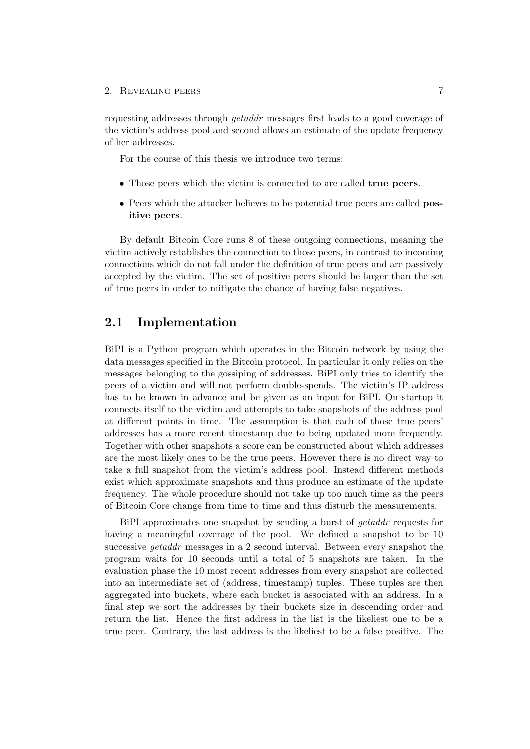requesting addresses through *getaddr* messages first leads to a good coverage of the victim's address pool and second allows an estimate of the update frequency of her addresses.

For the course of this thesis we introduce two terms:

- Those peers which the victim is connected to are called **true peers**.
- Peers which the attacker believes to be potential true peers are called **positive peers**.

By default Bitcoin Core runs 8 of these outgoing connections, meaning the victim actively establishes the connection to those peers, in contrast to incoming connections which do not fall under the definition of true peers and are passively accepted by the victim. The set of positive peers should be larger than the set of true peers in order to mitigate the chance of having false negatives.

## 2.1 Implementation

BiPI is a Python program which operates in the Bitcoin network by using the data messages specified in the Bitcoin protocol. In particular it only relies on the messages belonging to the gossiping of addresses. BiPI only tries to identify the peers of a victim and will not perform double-spends. The victim's IP address has to be known in advance and be given as an input for BiPI. On startup it connects itself to the victim and attempts to take snapshots of the address pool at different points in time. The assumption is that each of those true peers' addresses has a more recent timestamp due to being updated more frequently. Together with other snapshots a score can be constructed about which addresses are the most likely ones to be the true peers. However there is no direct way to take a full snapshot from the victim's address pool. Instead different methods exist which approximate snapshots and thus produce an estimate of the update frequency. The whole procedure should not take up too much time as the peers of Bitcoin Core change from time to time and thus disturb the measurements.

BiPI approximates one snapshot by sending a burst of *getaddr* requests for having a meaningful coverage of the pool. We defined a snapshot to be 10 successive *getaddr* messages in a 2 second interval. Between every snapshot the program waits for 10 seconds until a total of 5 snapshots are taken. In the evaluation phase the 10 most recent addresses from every snapshot are collected into an intermediate set of (address, timestamp) tuples. These tuples are then aggregated into buckets, where each bucket is associated with an address. In a final step we sort the addresses by their buckets size in descending order and return the list. Hence the first address in the list is the likeliest one to be a true peer. Contrary, the last address is the likeliest to be a false positive. The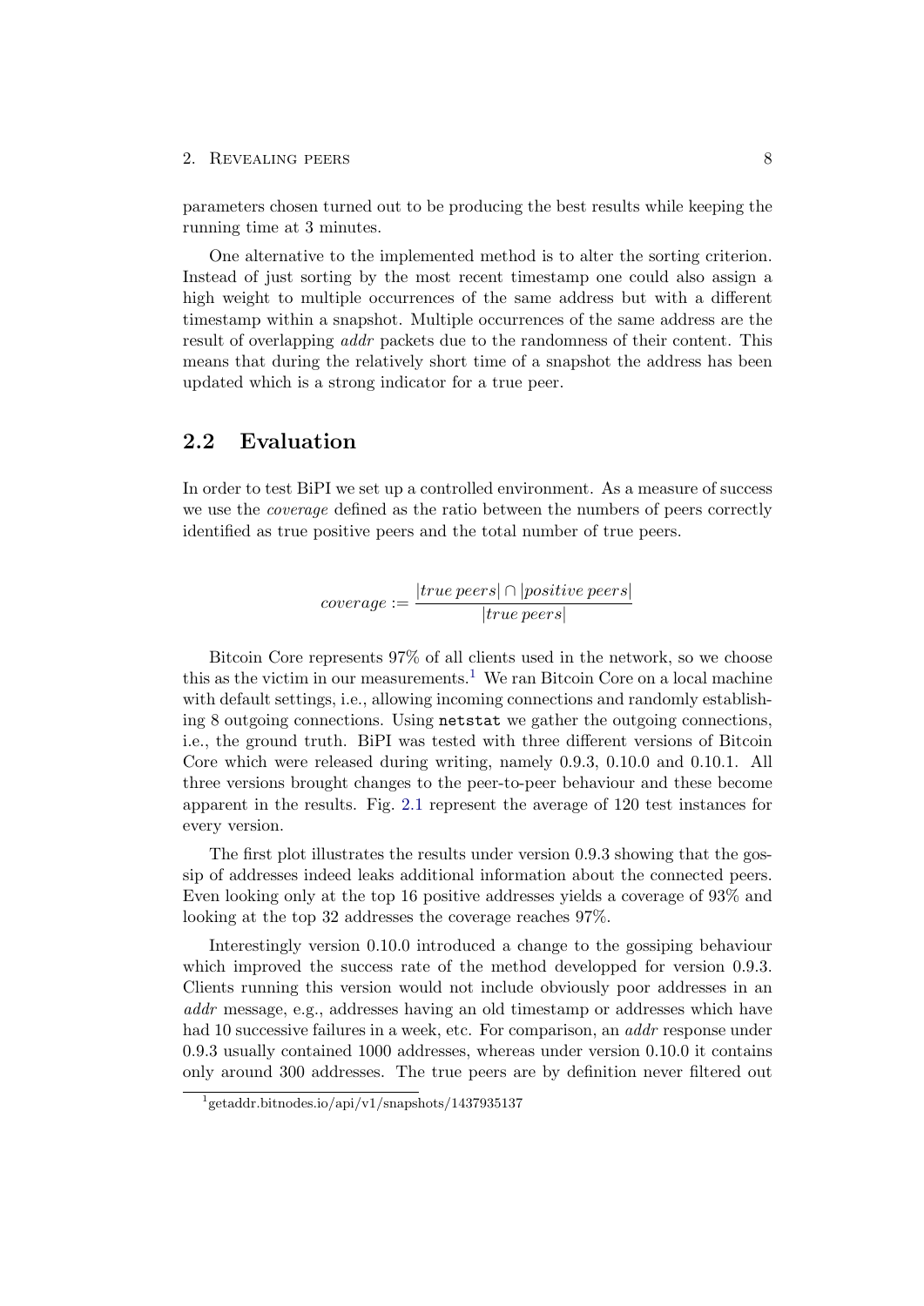parameters chosen turned out to be producing the best results while keeping the running time at 3 minutes.

One alternative to the implemented method is to alter the sorting criterion. Instead of just sorting by the most recent timestamp one could also assign a high weight to multiple occurrences of the same address but with a different timestamp within a snapshot. Multiple occurrences of the same address are the result of overlapping *addr* packets due to the randomness of their content. This means that during the relatively short time of a snapshot the address has been updated which is a strong indicator for a true peer.

## 2.2 Evaluation

In order to test BiPI we set up a controlled environment. As a measure of success we use the *coverage* defined as the ratio between the numbers of peers correctly identified as true positive peers and the total number of true peers.

$$coverage := \frac{|true\, peers| \cap |positive\, peers|}{|true\, peers|}$$

Bitcoin Core represents 97% of all clients used in the network, so we choose this as the victim in our measurements.[1] We ran Bitcoin Core on a local machine with default settings, i.e., allowing incoming connections and randomly establishing 8 outgoing connections. Using `netstat` we gather the outgoing connections, i.e., the ground truth. BiPI was tested with three different versions of Bitcoin Core which were released during writing, namely 0.9.3, 0.10.0 and 0.10.1. All three versions brought changes to the peer-to-peer behaviour and these become apparent in the results. Fig. 2.1 represent the average of 120 test instances for every version.

The first plot illustrates the results under version 0.9.3 showing that the gossip of addresses indeed leaks additional information about the connected peers. Even looking only at the top 16 positive addresses yields a coverage of 93% and looking at the top 32 addresses the coverage reaches 97%.

Interestingly version 0.10.0 introduced a change to the gossiping behaviour which improved the success rate of the method developped for version 0.9.3. Clients running this version would not include obviously poor addresses in an *addr* message, e.g., addresses having an old timestamp or addresses which have had 10 successive failures in a week, etc. For comparison, an *addr* response under 0.9.3 usually contained 1000 addresses, whereas under version 0.10.0 it contains only around 300 addresses. The true peers are by definition never filtered out

[1] getaddr.bitnodes.io/api/v1/snapshots/1437935137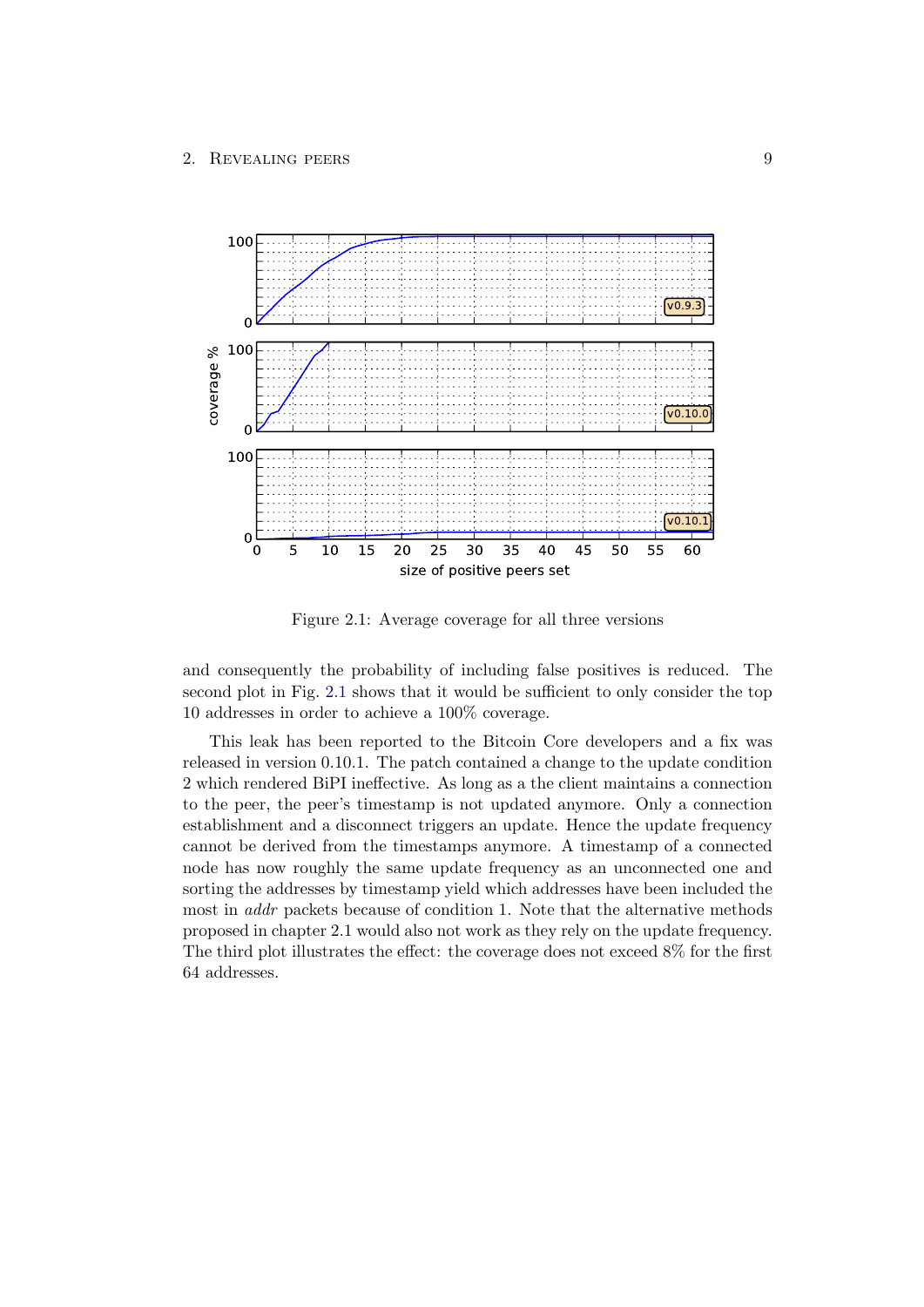Figure 2.1: Average coverage for all three versions

and consequently the probability of including false positives is reduced. The second plot in Fig. 2.1 shows that it would be sufficient to only consider the top 10 addresses in order to achieve a 100% coverage.

This leak has been reported to the Bitcoin Core developers and a fix was released in version 0.10.1. The patch contained a change to the update condition 2 which rendered BiPI ineffective. As long as a the client maintains a connection to the peer, the peer's timestamp is not updated anymore. Only a connection establishment and a disconnect triggers an update. Hence the update frequency cannot be derived from the timestamps anymore. A timestamp of a connected node has now roughly the same update frequency as an unconnected one and sorting the addresses by timestamp yield which addresses have been included the most in *addr* packets because of condition 1. Note that the alternative methods proposed in chapter 2.1 would also not work as they rely on the update frequency. The third plot illustrates the effect: the coverage does not exceed 8% for the first 64 addresses.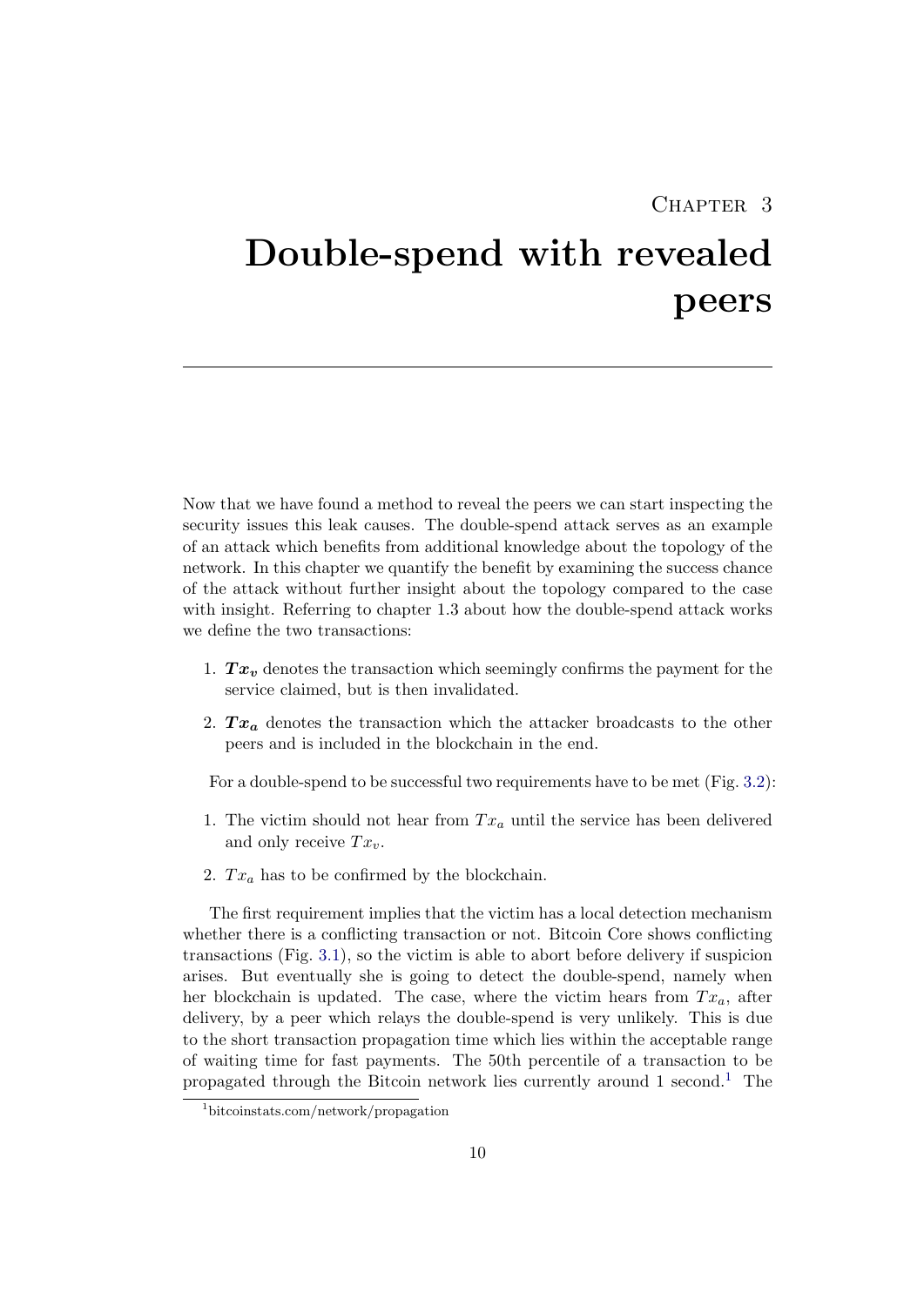# Chapter 3
# Double-spend with revealed peers

---

Now that we have found a method to reveal the peers we can start inspecting the security issues this leak causes. The double-spend attack serves as an example of an attack which benefits from additional knowledge about the topology of the network. In this chapter we quantify the benefit by examining the success chance of the attack without further insight about the topology compared to the case with insight. Referring to chapter 1.3 about how the double-spend attack works we define the two transactions:

1. $\boldsymbol{Tx_v}$ denotes the transaction which seemingly confirms the payment for the service claimed, but is then invalidated.
2. $\boldsymbol{Tx_a}$ denotes the transaction which the attacker broadcasts to the other peers and is included in the blockchain in the end.

For a double-spend to be successful two requirements have to be met (Fig. 3.2):

1. The victim should not hear from $Tx_a$ until the service has been delivered and only receive $Tx_v$.
2. $Tx_a$ has to be confirmed by the blockchain.

The first requirement implies that the victim has a local detection mechanism whether there is a conflicting transaction or not. Bitcoin Core shows conflicting transactions (Fig. 3.1), so the victim is able to abort before delivery if suspicion arises. But eventually she is going to detect the double-spend, namely when her blockchain is updated. The case, where the victim hears from $Tx_a$, after delivery, by a peer which relays the double-spend is very unlikely. This is due to the short transaction propagation time which lies within the acceptable range of waiting time for fast payments. The 50th percentile of a transaction to be propagated through the Bitcoin network lies currently around 1 second.[1] The

[1] bitcoinstats.com/network/propagation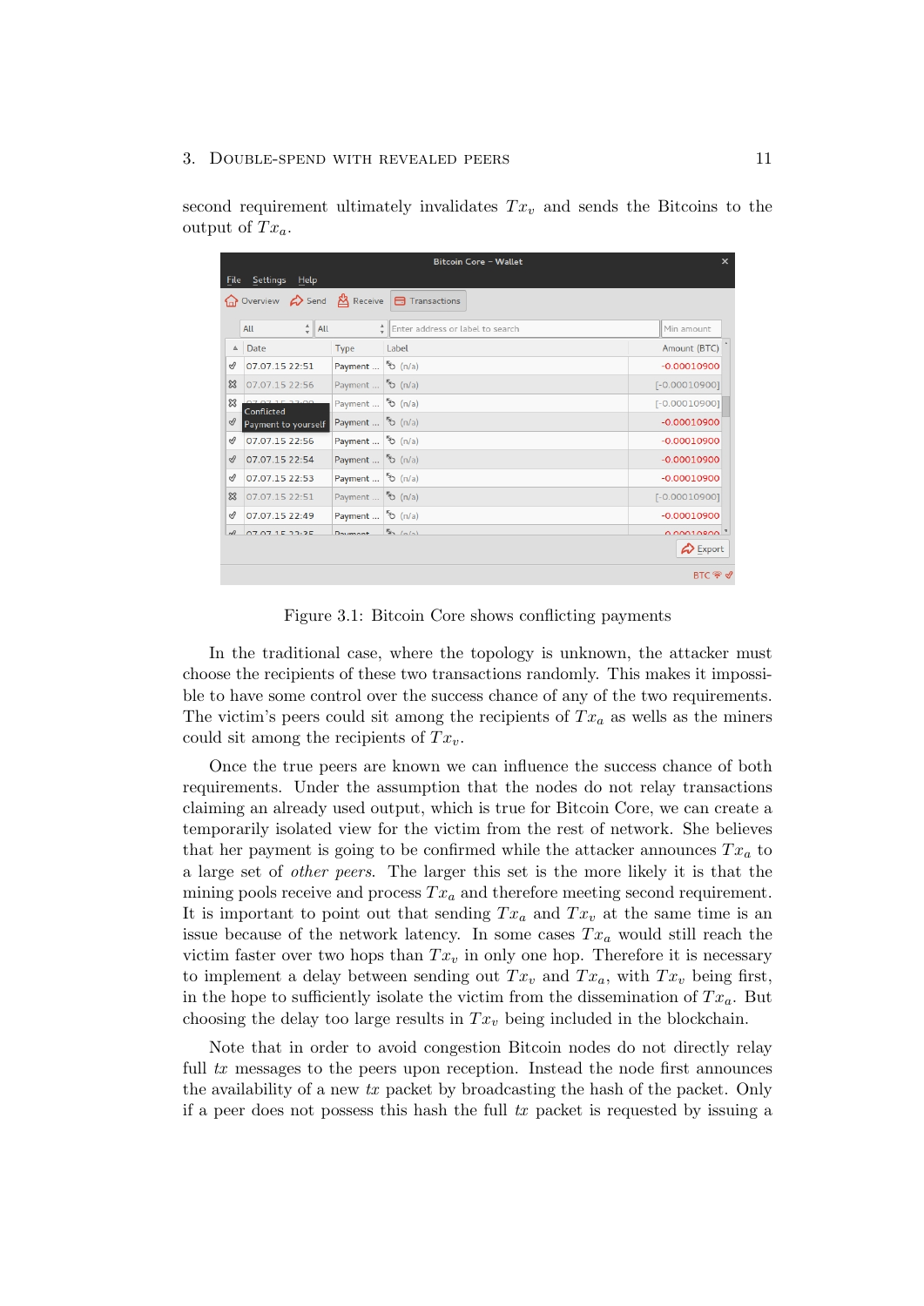second requirement ultimately invalidates $Tx_v$ and sends the Bitcoins to the output of $Tx_a$.

Figure 3.1: Bitcoin Core shows conflicting payments

In the traditional case, where the topology is unknown, the attacker must choose the recipients of these two transactions randomly. This makes it impossible to have some control over the success chance of any of the two requirements. The victim's peers could sit among the recipients of $Tx_a$ as wells as the miners could sit among the recipients of $Tx_v$.

Once the true peers are known we can influence the success chance of both requirements. Under the assumption that the nodes do not relay transactions claiming an already used output, which is true for Bitcoin Core, we can create a temporarily isolated view for the victim from the rest of network. She believes that her payment is going to be confirmed while the attacker announces $Tx_a$ to a large set of *other peers*. The larger this set is the more likely it is that the mining pools receive and process $Tx_a$ and therefore meeting second requirement. It is important to point out that sending $Tx_a$ and $Tx_v$ at the same time is an issue because of the network latency. In some cases $Tx_a$ would still reach the victim faster over two hops than $Tx_v$ in only one hop. Therefore it is necessary to implement a delay between sending out $Tx_v$ and $Tx_a$, with $Tx_v$ being first, in the hope to sufficiently isolate the victim from the dissemination of $Tx_a$. But choosing the delay too large results in $Tx_v$ being included in the blockchain.

Note that in order to avoid congestion Bitcoin nodes do not directly relay full *tx* messages to the peers upon reception. Instead the node first announces the availability of a new *tx* packet by broadcasting the hash of the packet. Only if a peer does not possess this hash the full *tx* packet is requested by issuing a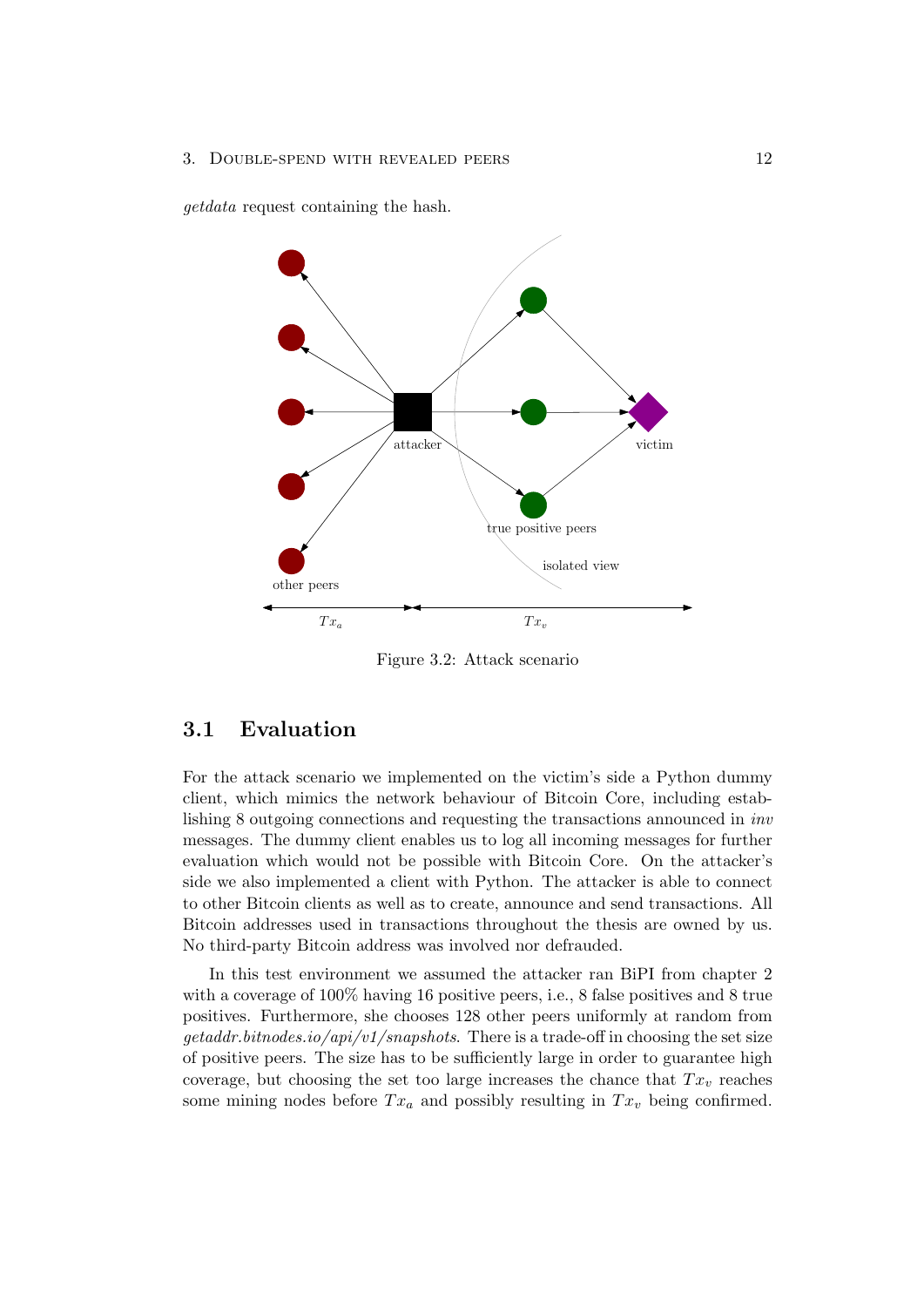*getdata* request containing the hash.

Figure 3.2: Attack scenario

## 3.1 Evaluation

For the attack scenario we implemented on the victim's side a Python dummy client, which mimics the network behaviour of Bitcoin Core, including establishing 8 outgoing connections and requesting the transactions announced in *inv* messages. The dummy client enables us to log all incoming messages for further evaluation which would not be possible with Bitcoin Core. On the attacker's side we also implemented a client with Python. The attacker is able to connect to other Bitcoin clients as well as to create, announce and send transactions. All Bitcoin addresses used in transactions throughout the thesis are owned by us. No third-party Bitcoin address was involved nor defrauded.

In this test environment we assumed the attacker ran BiPI from chapter 2 with a coverage of 100% having 16 positive peers, i.e., 8 false positives and 8 true positives. Furthermore, she chooses 128 other peers uniformly at random from *getaddr.bitnodes.io/api/v1/snapshots*. There is a trade-off in choosing the set size of positive peers. The size has to be sufficiently large in order to guarantee high coverage, but choosing the set too large increases the chance that $Tx_v$ reaches some mining nodes before $Tx_a$ and possibly resulting in $Tx_v$ being confirmed.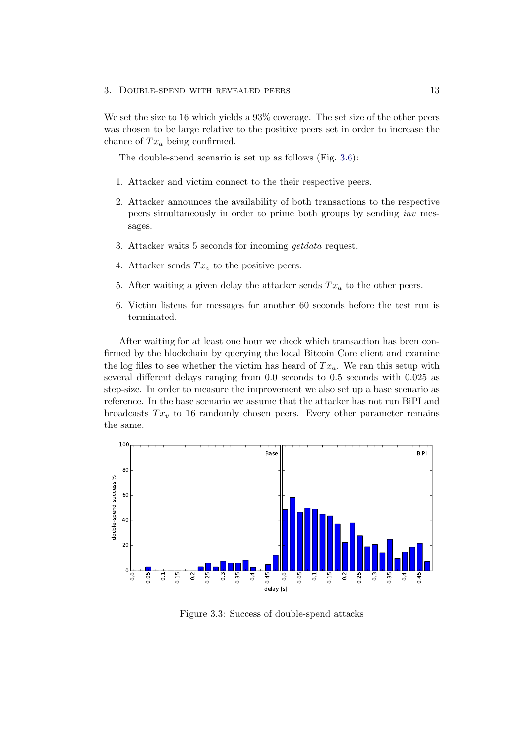We set the size to 16 which yields a 93% coverage. The set size of the other peers was chosen to be large relative to the positive peers set in order to increase the chance of $Tx_a$ being confirmed.

The double-spend scenario is set up as follows (Fig. 3.6):

1. Attacker and victim connect to the their respective peers.
2. Attacker announces the availability of both transactions to the respective peers simultaneously in order to prime both groups by sending *inv* messages.
3. Attacker waits 5 seconds for incoming *getdata* request.
4. Attacker sends $Tx_v$ to the positive peers.
5. After waiting a given delay the attacker sends $Tx_a$ to the other peers.
6. Victim listens for messages for another 60 seconds before the test run is terminated.

After waiting for at least one hour we check which transaction has been confirmed by the blockchain by querying the local Bitcoin Core client and examine the log files to see whether the victim has heard of $Tx_a$. We ran this setup with several different delays ranging from 0.0 seconds to 0.5 seconds with 0.025 as step-size. In order to measure the improvement we also set up a base scenario as reference. In the base scenario we assume that the attacker has not run BiPI and broadcasts $Tx_v$ to 16 randomly chosen peers. Every other parameter remains the same.

Figure 3.3: Success of double-spend attacks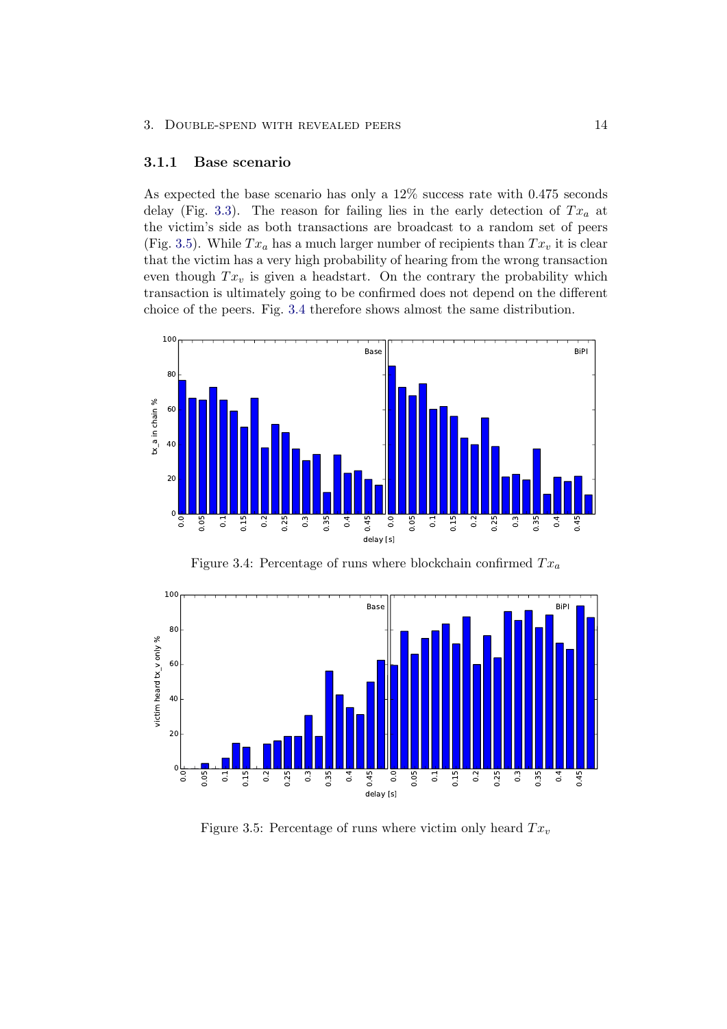### 3.1.1 Base scenario

As expected the base scenario has only a 12% success rate with 0.475 seconds delay (Fig. 3.3). The reason for failing lies in the early detection of $Tx_a$ at the victim's side as both transactions are broadcast to a random set of peers (Fig. 3.5). While $Tx_a$ has a much larger number of recipients than $Tx_v$ it is clear that the victim has a very high probability of hearing from the wrong transaction even though $Tx_v$ is given a headstart. On the contrary the probability which transaction is ultimately going to be confirmed does not depend on the different choice of the peers. Fig. 3.4 therefore shows almost the same distribution.

Figure 3.4: Percentage of runs where blockchain confirmed $Tx_a$

Figure 3.5: Percentage of runs where victim only heard $Tx_v$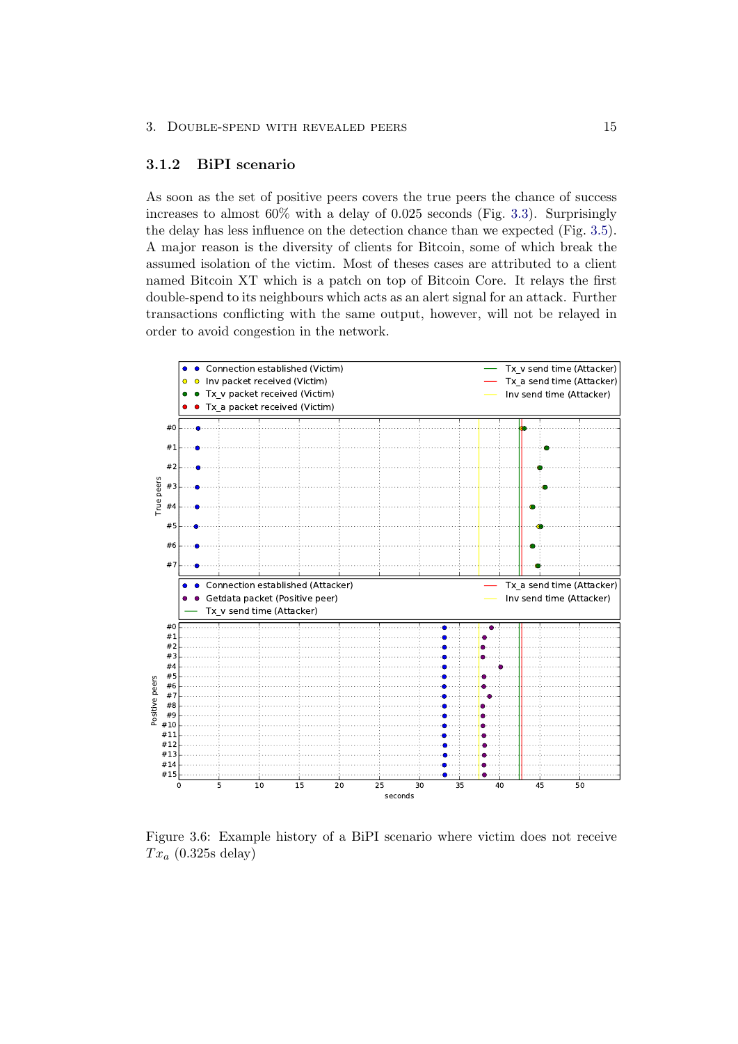### 3.1.2 BiPI scenario

As soon as the set of positive peers covers the true peers the chance of success increases to almost 60% with a delay of 0.025 seconds (Fig. 3.3). Surprisingly the delay has less influence on the detection chance than we expected (Fig. 3.5). A major reason is the diversity of clients for Bitcoin, some of which break the assumed isolation of the victim. Most of theses cases are attributed to a client named Bitcoin XT which is a patch on top of Bitcoin Core. It relays the first double-spend to its neighbours which acts as an alert signal for an attack. Further transactions conflicting with the same output, however, will not be relayed in order to avoid congestion in the network.

Figure 3.6: Example history of a BiPI scenario where victim does not receive $Tx_a$ (0.325s delay)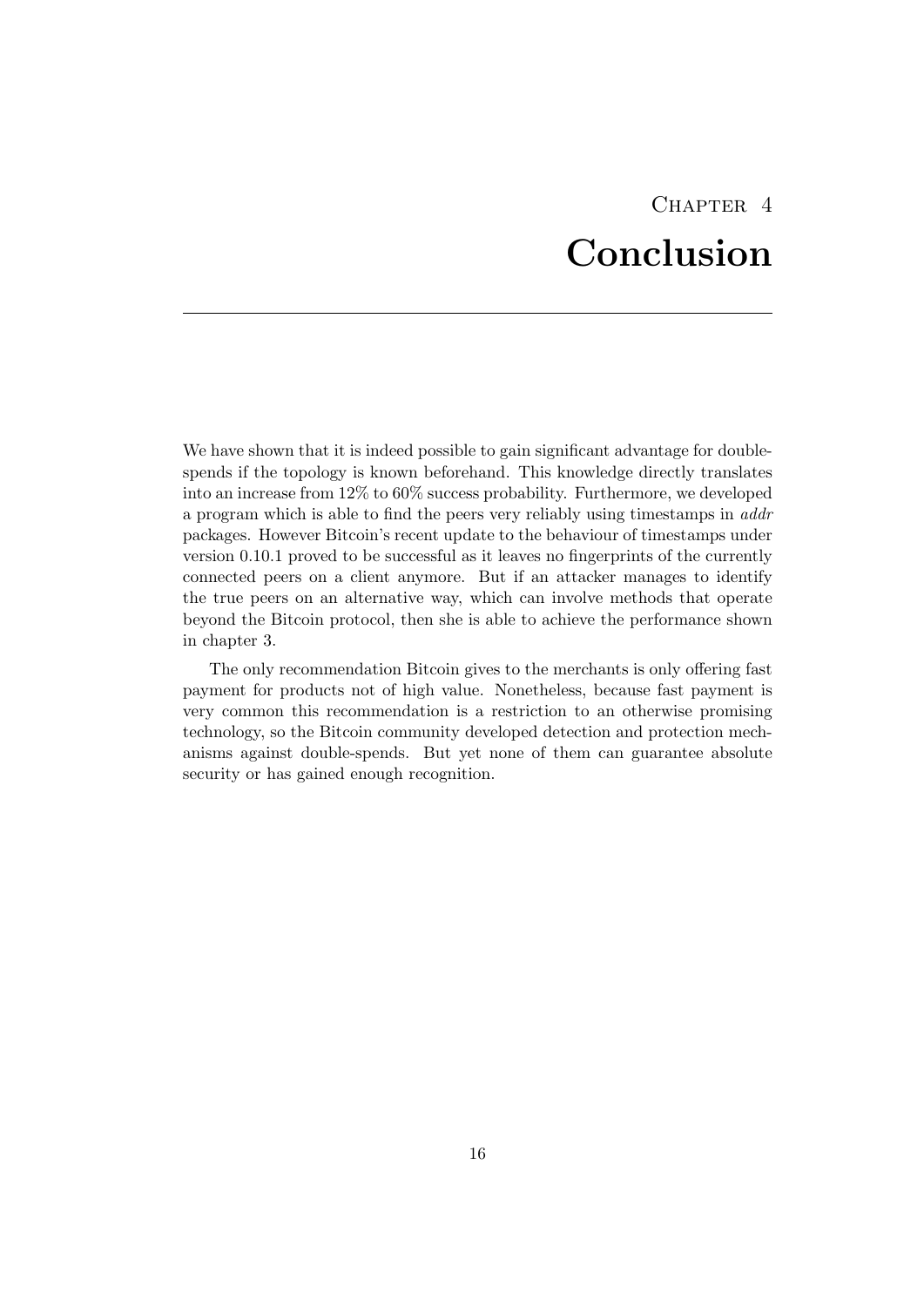# Chapter 4

# Conclusion

We have shown that it is indeed possible to gain significant advantage for double-spends if the topology is known beforehand. This knowledge directly translates into an increase from 12% to 60% success probability. Furthermore, we developed a program which is able to find the peers very reliably using timestamps in *addr* packages. However Bitcoin's recent update to the behaviour of timestamps under version 0.10.1 proved to be successful as it leaves no fingerprints of the currently connected peers on a client anymore. But if an attacker manages to identify the true peers on an alternative way, which can involve methods that operate beyond the Bitcoin protocol, then she is able to achieve the performance shown in chapter 3.

The only recommendation Bitcoin gives to the merchants is only offering fast payment for products not of high value. Nonetheless, because fast payment is very common this recommendation is a restriction to an otherwise promising technology, so the Bitcoin community developed detection and protection mechanisms against double-spends. But yet none of them can guarantee absolute security or has gained enough recognition.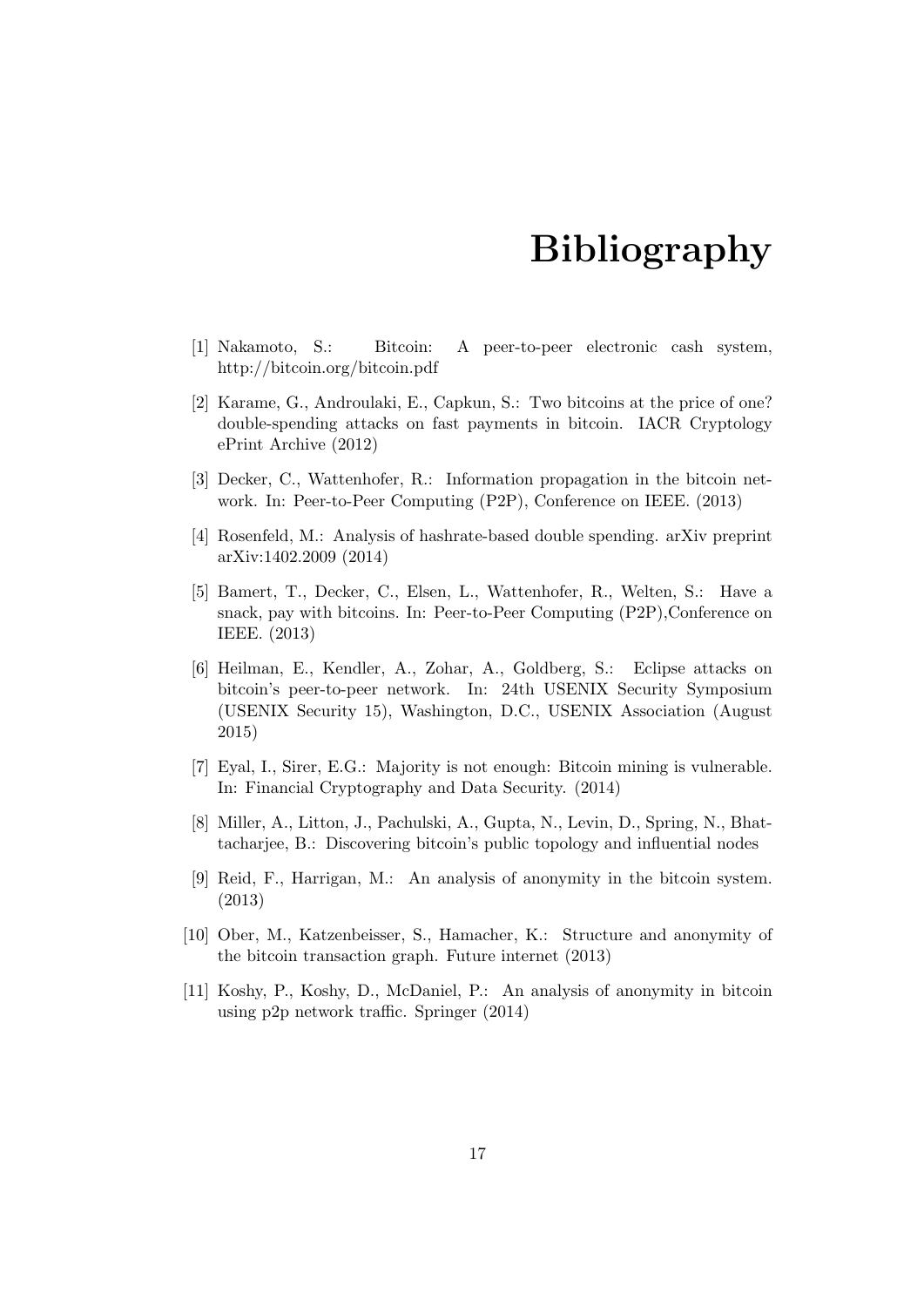# Bibliography

[1] Nakamoto, S.: Bitcoin: A peer-to-peer electronic cash system, http://bitcoin.org/bitcoin.pdf

[2] Karame, G., Androulaki, E., Capkun, S.: Two bitcoins at the price of one? double-spending attacks on fast payments in bitcoin. IACR Cryptology ePrint Archive (2012)

[3] Decker, C., Wattenhofer, R.: Information propagation in the bitcoin network. In: Peer-to-Peer Computing (P2P), Conference on IEEE. (2013)

[4] Rosenfeld, M.: Analysis of hashrate-based double spending. arXiv preprint arXiv:1402.2009 (2014)

[5] Bamert, T., Decker, C., Elsen, L., Wattenhofer, R., Welten, S.: Have a snack, pay with bitcoins. In: Peer-to-Peer Computing (P2P),Conference on IEEE. (2013)

[6] Heilman, E., Kendler, A., Zohar, A., Goldberg, S.: Eclipse attacks on bitcoin's peer-to-peer network. In: 24th USENIX Security Symposium (USENIX Security 15), Washington, D.C., USENIX Association (August 2015)

[7] Eyal, I., Sirer, E.G.: Majority is not enough: Bitcoin mining is vulnerable. In: Financial Cryptography and Data Security. (2014)

[8] Miller, A., Litton, J., Pachulski, A., Gupta, N., Levin, D., Spring, N., Bhattacharjee, B.: Discovering bitcoin's public topology and influential nodes

[9] Reid, F., Harrigan, M.: An analysis of anonymity in the bitcoin system. (2013)

[10] Ober, M., Katzenbeisser, S., Hamacher, K.: Structure and anonymity of the bitcoin transaction graph. Future internet (2013)

[11] Koshy, P., Koshy, D., McDaniel, P.: An analysis of anonymity in bitcoin using p2p network traffic. Springer (2014)